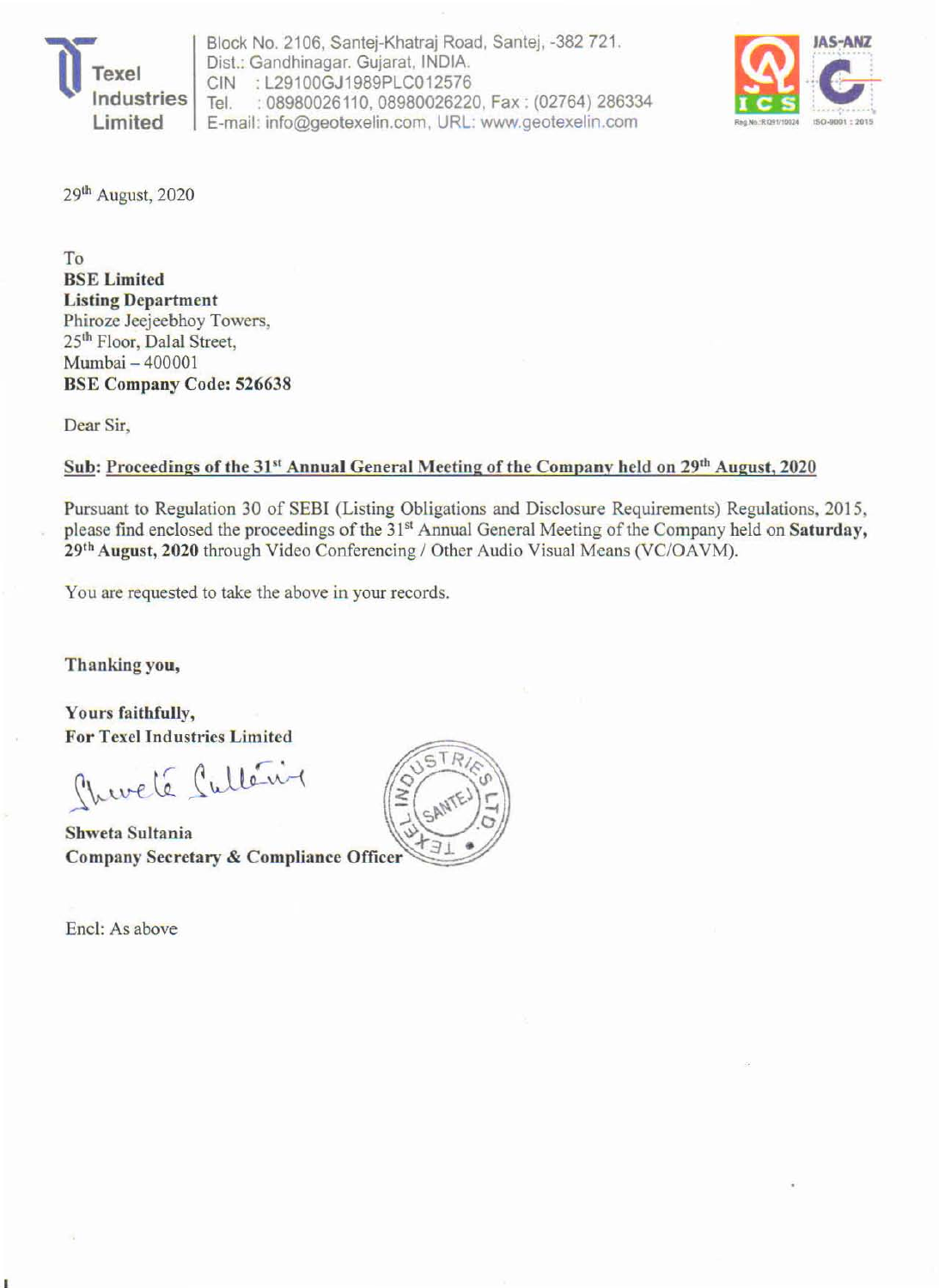**Texel Industries Limited**

Block No. 2106, Santej-Khatraj Road, Santej, -382 721.
Dist.: Gandhinagar. Gujarat, INDIA.
CIN : L29100GJ1989PLC012576
Tel. : 08980026110, 08980026220, Fax : (02764) 286334
E-mail: info@geotexelin.com, URL: www.geotexelin.com

29th August, 2020

To
**BSE Limited**
**Listing Department**
Phiroze Jeejeebhoy Towers,
25th Floor, Dalal Street,
Mumbai – 400001
**BSE Company Code: 526638**

Dear Sir,

**Sub: Proceedings of the 31st Annual General Meeting of the Company held on 29th August, 2020**

Pursuant to Regulation 30 of SEBI (Listing Obligations and Disclosure Requirements) Regulations, 2015, please find enclosed the proceedings of the 31st Annual General Meeting of the Company held on **Saturday, 29th August, 2020** through Video Conferencing / Other Audio Visual Means (VC/OAVM).

You are requested to take the above in your records.

**Thanking you,**

**Yours faithfully,**
**For Texel Industries Limited**

**Shweta Sultania**
**Company Secretary & Compliance Officer**

Encl: As above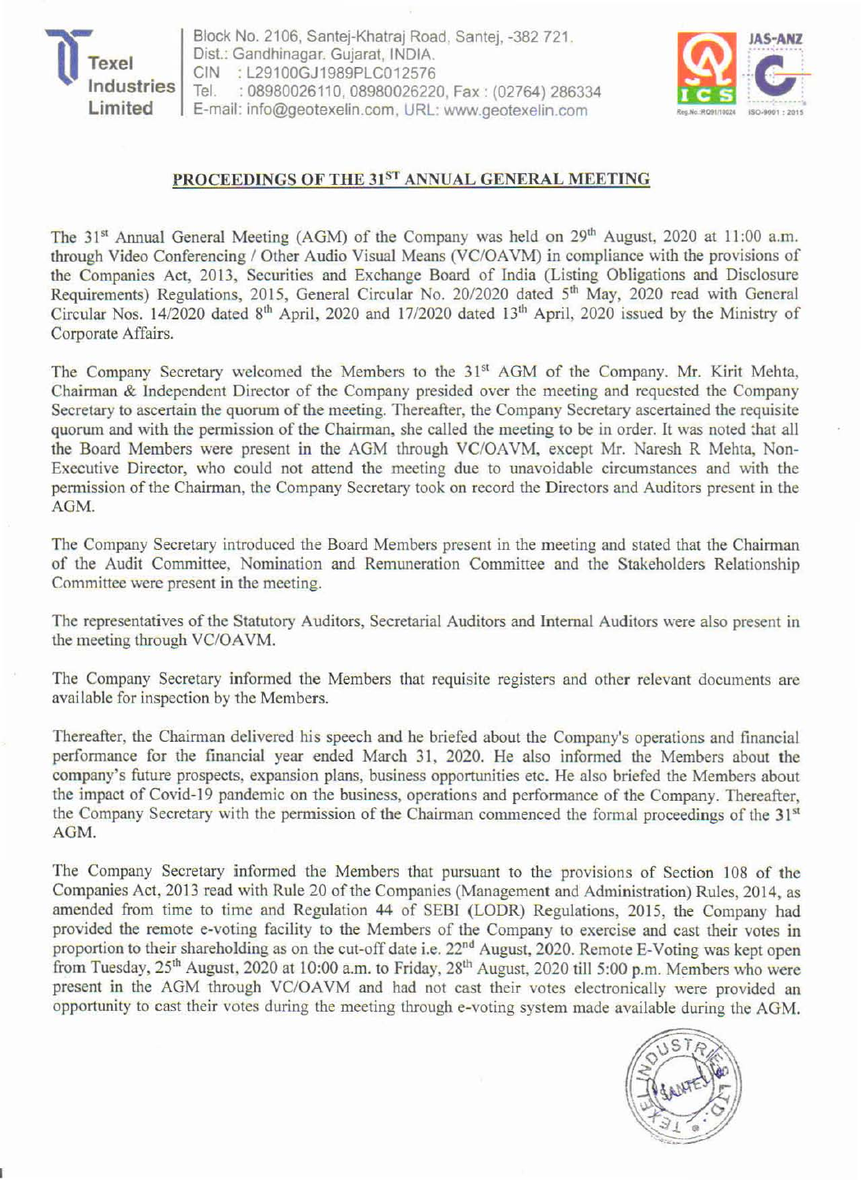Texel Industries Limited

Block No. 2106, Santej-Khatraj Road, Santej, -382 721.
Dist.: Gandhinagar. Gujarat, INDIA.
CIN : L29100GJ1989PLC012576
Tel. : 08980026110, 08980026220, Fax : (02764) 286334
E-mail: info@geotexelin.com, URL: www.geotexelin.com

## PROCEEDINGS OF THE 31ST ANNUAL GENERAL MEETING

The 31st Annual General Meeting (AGM) of the Company was held on 29th August, 2020 at 11:00 a.m. through Video Conferencing / Other Audio Visual Means (VC/OAVM) in compliance with the provisions of the Companies Act, 2013, Securities and Exchange Board of India (Listing Obligations and Disclosure Requirements) Regulations, 2015, General Circular No. 20/2020 dated 5th May, 2020 read with General Circular Nos. 14/2020 dated 8th April, 2020 and 17/2020 dated 13th April, 2020 issued by the Ministry of Corporate Affairs.

The Company Secretary welcomed the Members to the 31st AGM of the Company. Mr. Kirit Mehta, Chairman & Independent Director of the Company presided over the meeting and requested the Company Secretary to ascertain the quorum of the meeting. Thereafter, the Company Secretary ascertained the requisite quorum and with the permission of the Chairman, she called the meeting to be in order. It was noted that all the Board Members were present in the AGM through VC/OAVM, except Mr. Naresh R Mehta, Non-Executive Director, who could not attend the meeting due to unavoidable circumstances and with the permission of the Chairman, the Company Secretary took on record the Directors and Auditors present in the AGM.

The Company Secretary introduced the Board Members present in the meeting and stated that the Chairman of the Audit Committee, Nomination and Remuneration Committee and the Stakeholders Relationship Committee were present in the meeting.

The representatives of the Statutory Auditors, Secretarial Auditors and Internal Auditors were also present in the meeting through VC/OAVM.

The Company Secretary informed the Members that requisite registers and other relevant documents are available for inspection by the Members.

Thereafter, the Chairman delivered his speech and he briefed about the Company's operations and financial performance for the financial year ended March 31, 2020. He also informed the Members about the company's future prospects, expansion plans, business opportunities etc. He also briefed the Members about the impact of Covid-19 pandemic on the business, operations and performance of the Company. Thereafter, the Company Secretary with the permission of the Chairman commenced the formal proceedings of the 31st AGM.

The Company Secretary informed the Members that pursuant to the provisions of Section 108 of the Companies Act, 2013 read with Rule 20 of the Companies (Management and Administration) Rules, 2014, as amended from time to time and Regulation 44 of SEBI (LODR) Regulations, 2015, the Company had provided the remote e-voting facility to the Members of the Company to exercise and cast their votes in proportion to their shareholding as on the cut-off date i.e. 22nd August, 2020. Remote E-Voting was kept open from Tuesday, 25th August, 2020 at 10:00 a.m. to Friday, 28th August, 2020 till 5:00 p.m. Members who were present in the AGM through VC/OAVM and had not cast their votes electronically were provided an opportunity to cast their votes during the meeting through e-voting system made available during the AGM.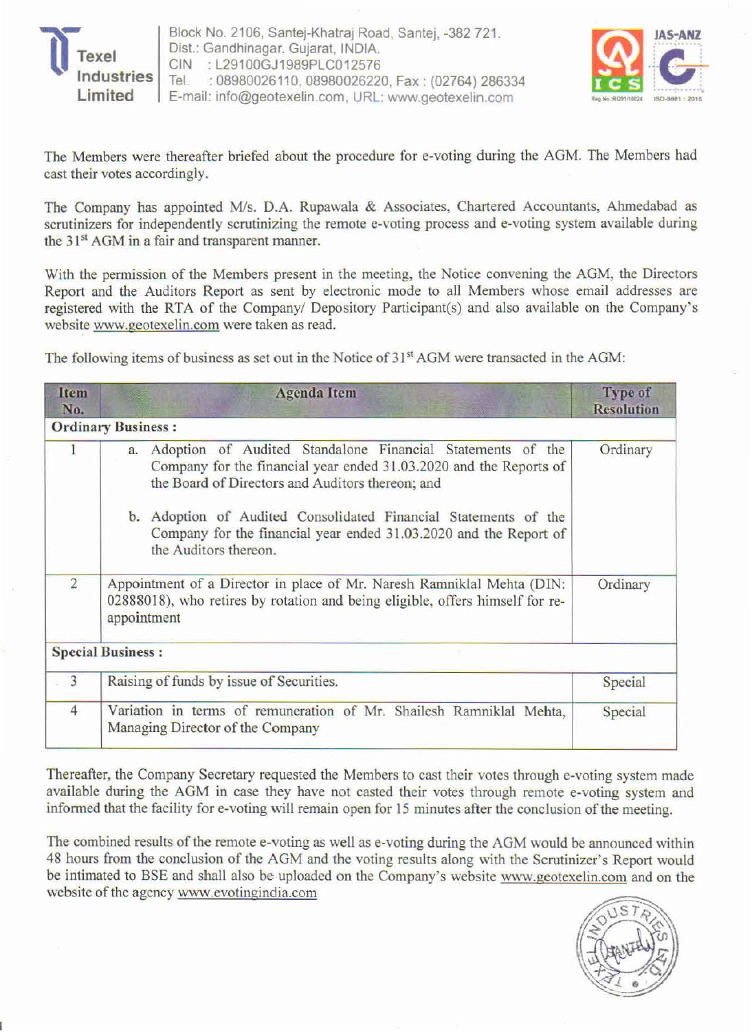The Members were thereafter briefed about the procedure for e-voting during the AGM. The Members had cast their votes accordingly.

The Company has appointed M/s. D.A. Rupawala & Associates, Chartered Accountants, Ahmedabad as scrutinizers for independently scrutinizing the remote e-voting process and e-voting system available during the 31st AGM in a fair and transparent manner.

With the permission of the Members present in the meeting, the Notice convening the AGM, the Directors Report and the Auditors Report as sent by electronic mode to all Members whose email addresses are registered with the RTA of the Company/ Depository Participant(s) and also available on the Company's website www.geotexelin.com were taken as read.

The following items of business as set out in the Notice of 31st AGM were transacted in the AGM:

| Item No. | Agenda Item | Type of Resolution |
|---|---|---|
| **Ordinary Business :** | | |
| 1 | a. Adoption of Audited Standalone Financial Statements of the Company for the financial year ended 31.03.2020 and the Reports of the Board of Directors and Auditors thereon; and<br><br>b. Adoption of Audited Consolidated Financial Statements of the Company for the financial year ended 31.03.2020 and the Report of the Auditors thereon. | Ordinary |
| 2 | Appointment of a Director in place of Mr. Naresh Ramniklal Mehta (DIN: 02888018), who retires by rotation and being eligible, offers himself for re-appointment | Ordinary |
| **Special Business :** | | |
| 3 | Raising of funds by issue of Securities. | Special |
| 4 | Variation in terms of remuneration of Mr. Shailesh Ramniklal Mehta, Managing Director of the Company | Special |

Thereafter, the Company Secretary requested the Members to cast their votes through e-voting system made available during the AGM in case they have not casted their votes through remote e-voting system and informed that the facility for e-voting will remain open for 15 minutes after the conclusion of the meeting.

The combined results of the remote e-voting as well as e-voting during the AGM would be announced within 48 hours from the conclusion of the AGM and the voting results along with the Scrutinizer's Report would be intimated to BSE and shall also be uploaded on the Company's website www.geotexelin.com and on the website of the agency www.evotingindia.com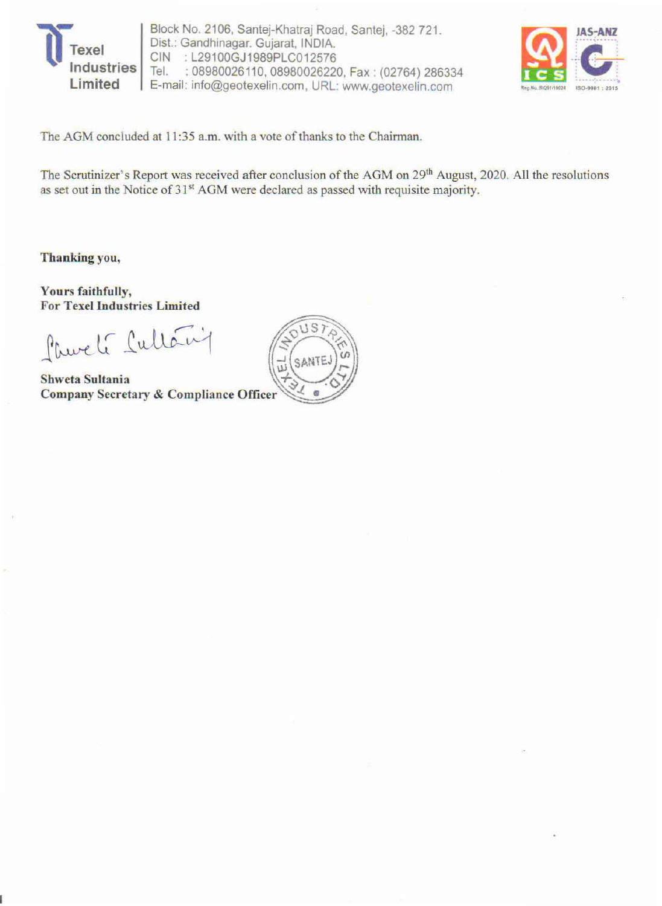The AGM concluded at 11:35 a.m. with a vote of thanks to the Chairman.

The Scrutinizer's Report was received after conclusion of the AGM on 29th August, 2020. All the resolutions as set out in the Notice of 31st AGM were declared as passed with requisite majority.

**Thanking you,**

**Yours faithfully,**
**For Texel Industries Limited**

**Shweta Sultania**
**Company Secretary & Compliance Officer**